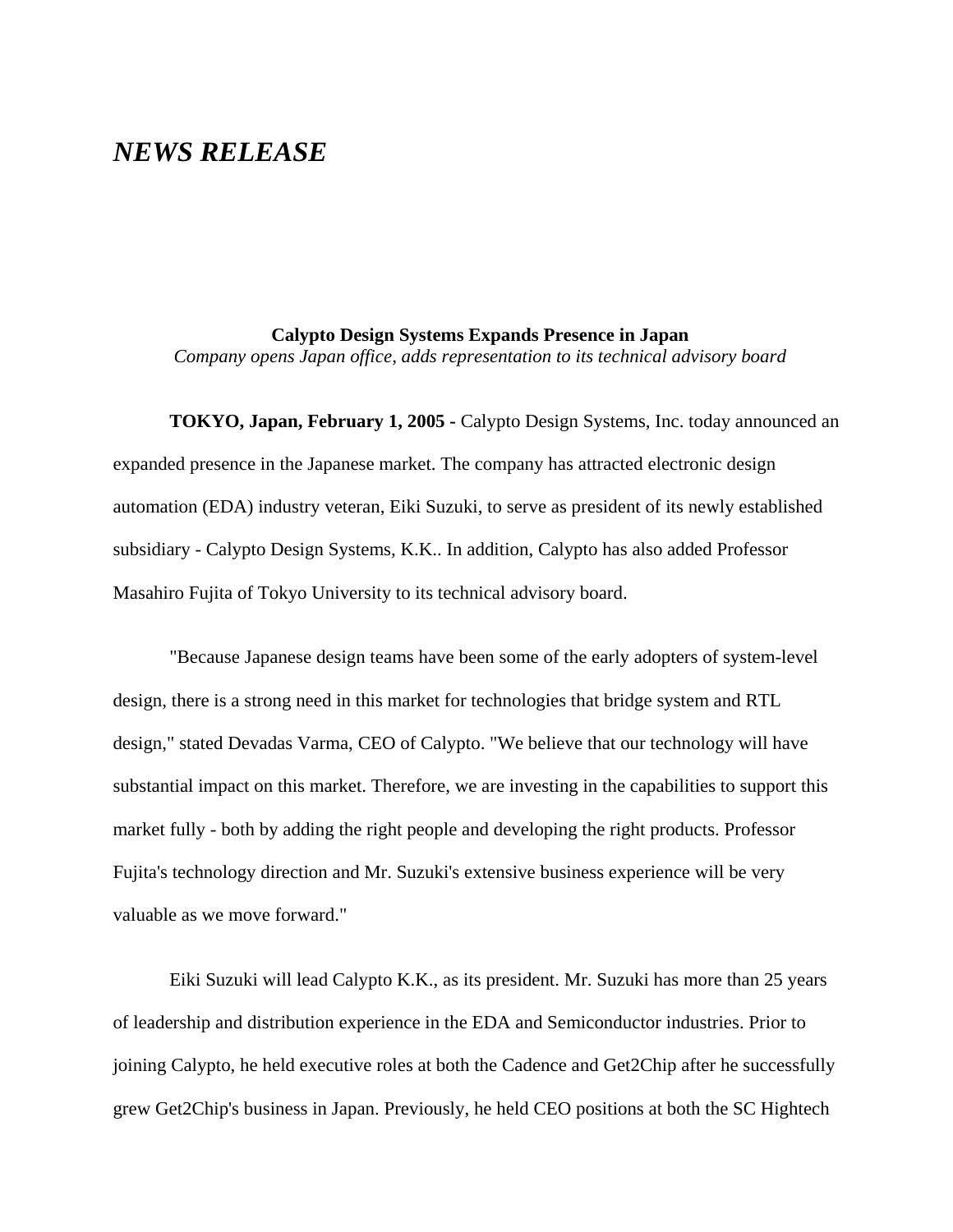# *NEWS RELEASE*

**Calypto Design Systems Expands Presence in Japan**

*Company opens Japan office, adds representation to its technical advisory board*

**TOKYO, Japan, February 1, 2005 -** Calypto Design Systems, Inc. today announced an expanded presence in the Japanese market. The company has attracted electronic design automation (EDA) industry veteran, Eiki Suzuki, to serve as president of its newly established subsidiary - Calypto Design Systems, K.K.. In addition, Calypto has also added Professor Masahiro Fujita of Tokyo University to its technical advisory board.

"Because Japanese design teams have been some of the early adopters of system-level design, there is a strong need in this market for technologies that bridge system and RTL design," stated Devadas Varma, CEO of Calypto. "We believe that our technology will have substantial impact on this market. Therefore, we are investing in the capabilities to support this market fully - both by adding the right people and developing the right products. Professor Fujita's technology direction and Mr. Suzuki's extensive business experience will be very valuable as we move forward."

Eiki Suzuki will lead Calypto K.K., as its president. Mr. Suzuki has more than 25 years of leadership and distribution experience in the EDA and Semiconductor industries. Prior to joining Calypto, he held executive roles at both the Cadence and Get2Chip after he successfully grew Get2Chip's business in Japan. Previously, he held CEO positions at both the SC Hightech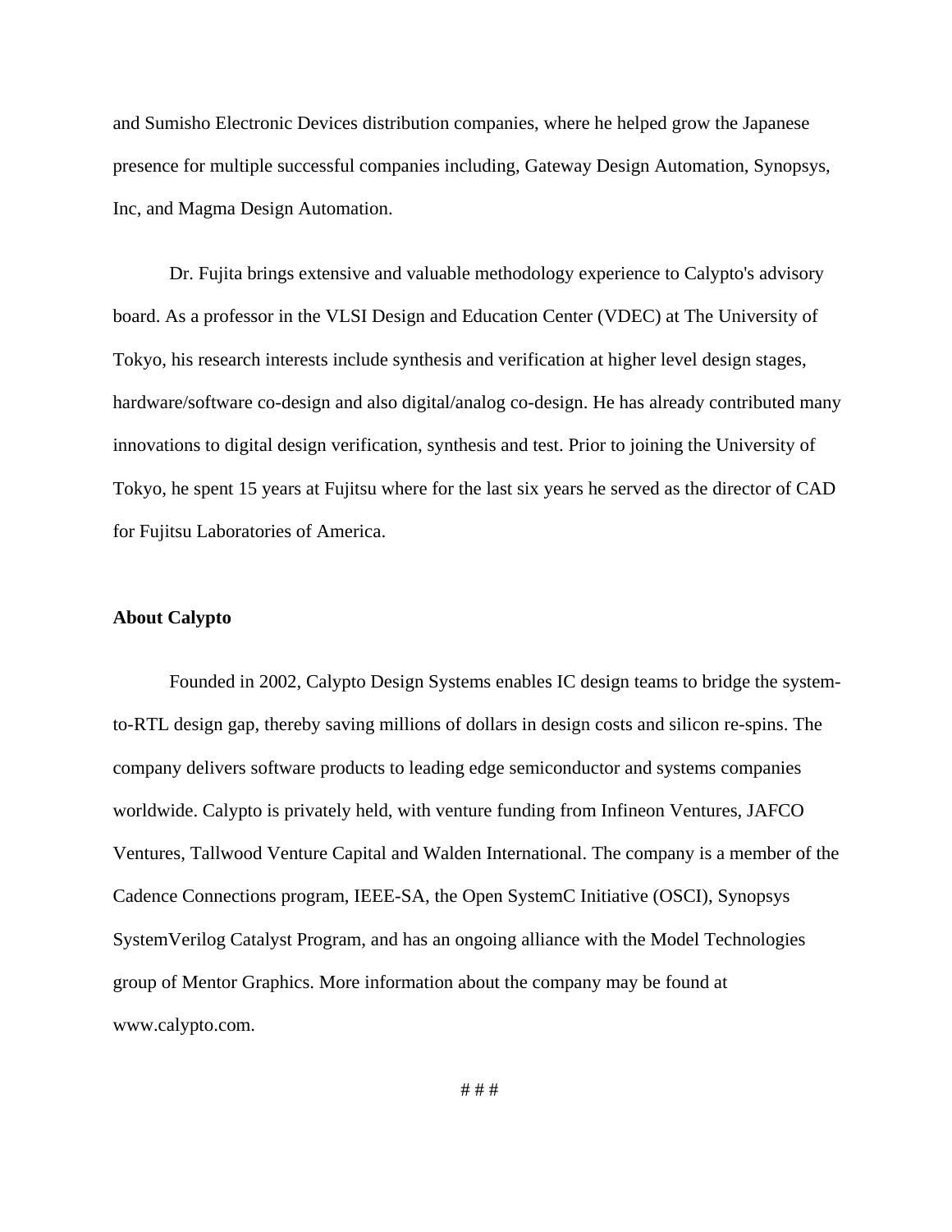and Sumisho Electronic Devices distribution companies, where he helped grow the Japanese presence for multiple successful companies including, Gateway Design Automation, Synopsys, Inc, and Magma Design Automation.

Dr. Fujita brings extensive and valuable methodology experience to Calypto's advisory board. As a professor in the VLSI Design and Education Center (VDEC) at The University of Tokyo, his research interests include synthesis and verification at higher level design stages, hardware/software co-design and also digital/analog co-design. He has already contributed many innovations to digital design verification, synthesis and test. Prior to joining the University of Tokyo, he spent 15 years at Fujitsu where for the last six years he served as the director of CAD for Fujitsu Laboratories of America.

**About Calypto**

Founded in 2002, Calypto Design Systems enables IC design teams to bridge the system-to-RTL design gap, thereby saving millions of dollars in design costs and silicon re-spins. The company delivers software products to leading edge semiconductor and systems companies worldwide. Calypto is privately held, with venture funding from Infineon Ventures, JAFCO Ventures, Tallwood Venture Capital and Walden International. The company is a member of the Cadence Connections program, IEEE-SA, the Open SystemC Initiative (OSCI), Synopsys SystemVerilog Catalyst Program, and has an ongoing alliance with the Model Technologies group of Mentor Graphics. More information about the company may be found at www.calypto.com.

# # #